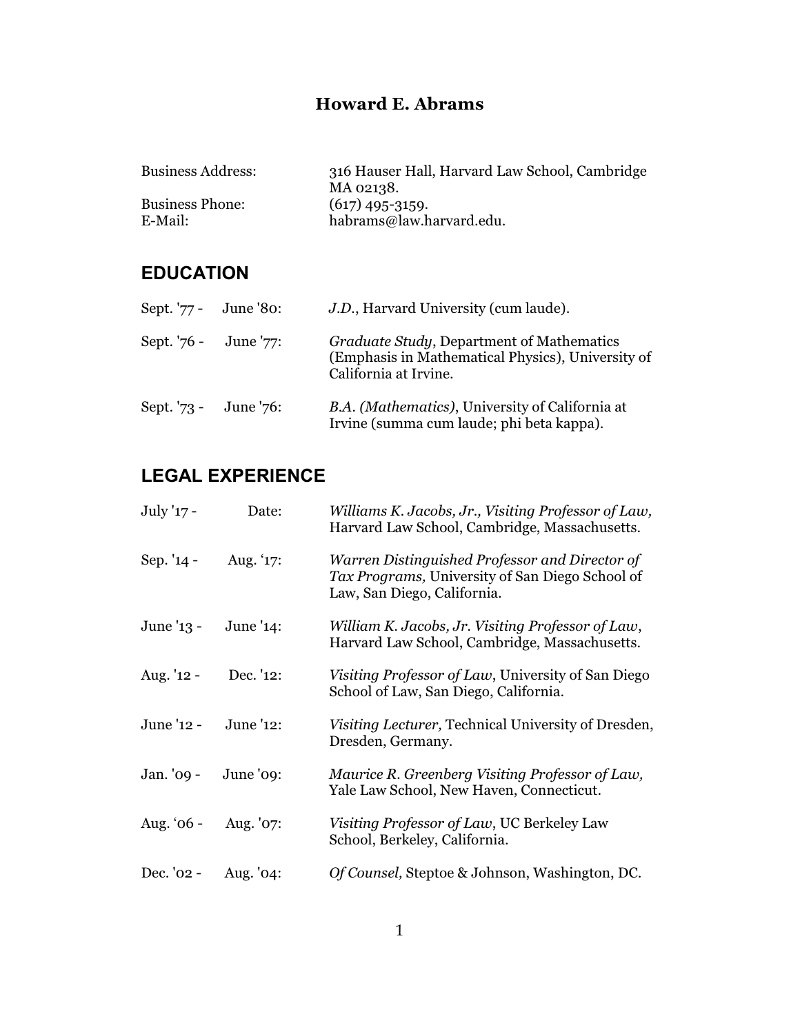# Howard E. Abrams

| | |
|---|---|
| Business Address: | 316 Hauser Hall, Harvard Law School, Cambridge MA 02138. |
| Business Phone: | (617) 495-3159. |
| E-Mail: | habrams@law.harvard.edu. |

## EDUCATION

| | | |
|---|---|---|
| Sept. '77 - | June '80: | *J.D.*, Harvard University (cum laude). |
| Sept. '76 - | June '77: | *Graduate Study*, Department of Mathematics (Emphasis in Mathematical Physics), University of California at Irvine. |
| Sept. '73 - | June '76: | *B.A. (Mathematics)*, University of California at Irvine (summa cum laude; phi beta kappa). |

## LEGAL EXPERIENCE

| | | |
|---|---|---|
| July '17 - | Date: | *Williams K. Jacobs, Jr., Visiting Professor of Law,* Harvard Law School, Cambridge, Massachusetts. |
| Sep. '14 - | Aug. '17: | *Warren Distinguished Professor and Director of Tax Programs,* University of San Diego School of Law, San Diego, California. |
| June '13 - | June '14: | *William K. Jacobs, Jr. Visiting Professor of Law*, Harvard Law School, Cambridge, Massachusetts. |
| Aug. '12 - | Dec. '12: | *Visiting Professor of Law*, University of San Diego School of Law, San Diego, California. |
| June '12 - | June '12: | *Visiting Lecturer,* Technical University of Dresden, Dresden, Germany. |
| Jan. '09 - | June '09: | *Maurice R. Greenberg Visiting Professor of Law,* Yale Law School, New Haven, Connecticut. |
| Aug. '06 - | Aug. '07: | *Visiting Professor of Law*, UC Berkeley Law School, Berkeley, California. |
| Dec. '02 - | Aug. '04: | *Of Counsel,* Steptoe & Johnson, Washington, DC. |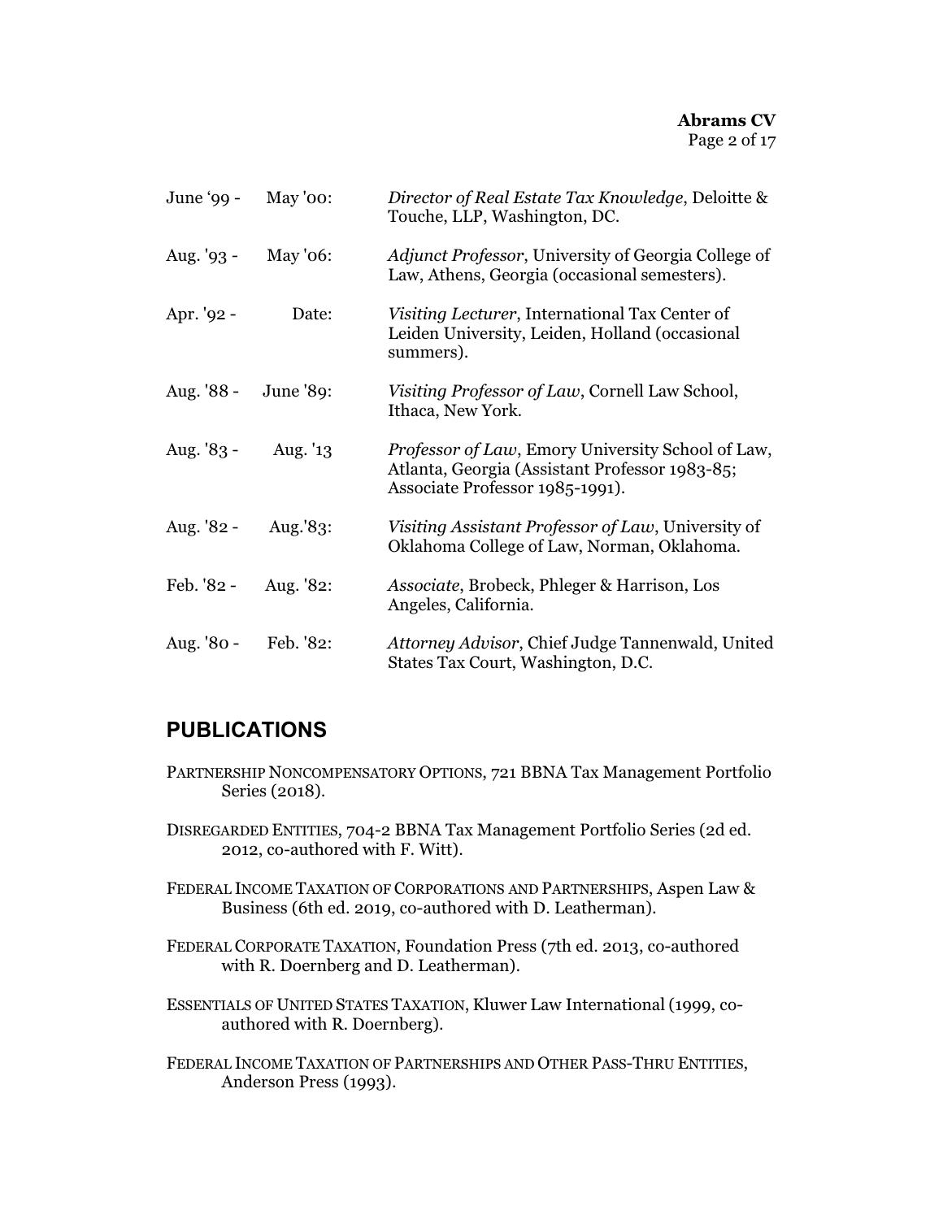| | | |
|---|---|---|
| June '99 - | May '00: | *Director of Real Estate Tax Knowledge*, Deloitte & Touche, LLP, Washington, DC. |
| Aug. '93 - | May '06: | *Adjunct Professor,* University of Georgia College of Law, Athens, Georgia (occasional semesters). |
| Apr. '92 - | Date: | *Visiting Lecturer*, International Tax Center of Leiden University, Leiden, Holland (occasional summers). |
| Aug. '88 - | June '89: | *Visiting Professor of Law*, Cornell Law School, Ithaca, New York. |
| Aug. '83 - | Aug. '13 | *Professor of Law*, Emory University School of Law, Atlanta, Georgia (Assistant Professor 1983-85; Associate Professor 1985-1991). |
| Aug. '82 - | Aug.'83: | *Visiting Assistant Professor of Law*, University of Oklahoma College of Law, Norman, Oklahoma. |
| Feb. '82 - | Aug. '82: | *Associate*, Brobeck, Phleger & Harrison, Los Angeles, California. |
| Aug. '80 - | Feb. '82: | *Attorney Advisor*, Chief Judge Tannenwald, United States Tax Court, Washington, D.C. |

## PUBLICATIONS

PARTNERSHIP NONCOMPENSATORY OPTIONS, 721 BBNA Tax Management Portfolio Series (2018).

DISREGARDED ENTITIES, 704-2 BBNA Tax Management Portfolio Series (2d ed. 2012, co-authored with F. Witt).

FEDERAL INCOME TAXATION OF CORPORATIONS AND PARTNERSHIPS, Aspen Law & Business (6th ed. 2019, co-authored with D. Leatherman).

FEDERAL CORPORATE TAXATION, Foundation Press (7th ed. 2013, co-authored with R. Doernberg and D. Leatherman).

ESSENTIALS OF UNITED STATES TAXATION, Kluwer Law International (1999, co-authored with R. Doernberg).

FEDERAL INCOME TAXATION OF PARTNERSHIPS AND OTHER PASS-THRU ENTITIES, Anderson Press (1993).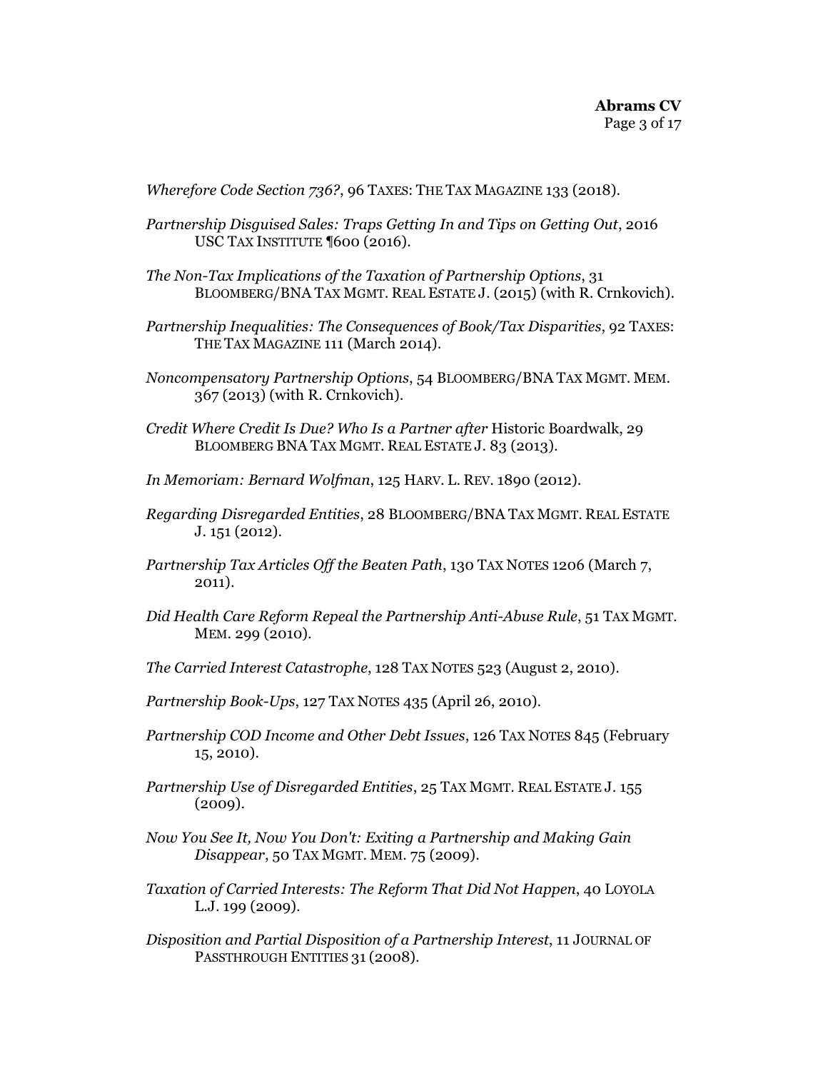*Wherefore Code Section 736?*, 96 TAXES: THE TAX MAGAZINE 133 (2018).

*Partnership Disguised Sales: Traps Getting In and Tips on Getting Out*, 2016 USC TAX INSTITUTE ¶600 (2016).

*The Non-Tax Implications of the Taxation of Partnership Options*, 31 BLOOMBERG/BNA TAX MGMT. REAL ESTATE J. (2015) (with R. Crnkovich).

*Partnership Inequalities: The Consequences of Book/Tax Disparities*, 92 TAXES: THE TAX MAGAZINE 111 (March 2014).

*Noncompensatory Partnership Options*, 54 BLOOMBERG/BNA TAX MGMT. MEM. 367 (2013) (with R. Crnkovich).

*Credit Where Credit Is Due? Who Is a Partner after* Historic Boardwalk, 29 BLOOMBERG BNA TAX MGMT. REAL ESTATE J. 83 (2013).

*In Memoriam: Bernard Wolfman*, 125 HARV. L. REV. 1890 (2012).

*Regarding Disregarded Entities*, 28 BLOOMBERG/BNA TAX MGMT. REAL ESTATE J. 151 (2012).

*Partnership Tax Articles Off the Beaten Path*, 130 TAX NOTES 1206 (March 7, 2011).

*Did Health Care Reform Repeal the Partnership Anti-Abuse Rule*, 51 TAX MGMT. MEM. 299 (2010).

*The Carried Interest Catastrophe*, 128 TAX NOTES 523 (August 2, 2010).

*Partnership Book-Ups*, 127 TAX NOTES 435 (April 26, 2010).

*Partnership COD Income and Other Debt Issues*, 126 TAX NOTES 845 (February 15, 2010).

*Partnership Use of Disregarded Entities*, 25 TAX MGMT. REAL ESTATE J. 155 (2009).

*Now You See It, Now You Don't: Exiting a Partnership and Making Gain Disappear*, 50 TAX MGMT. MEM. 75 (2009).

*Taxation of Carried Interests: The Reform That Did Not Happen*, 40 LOYOLA L.J. 199 (2009).

*Disposition and Partial Disposition of a Partnership Interest*, 11 JOURNAL OF PASSTHROUGH ENTITIES 31 (2008).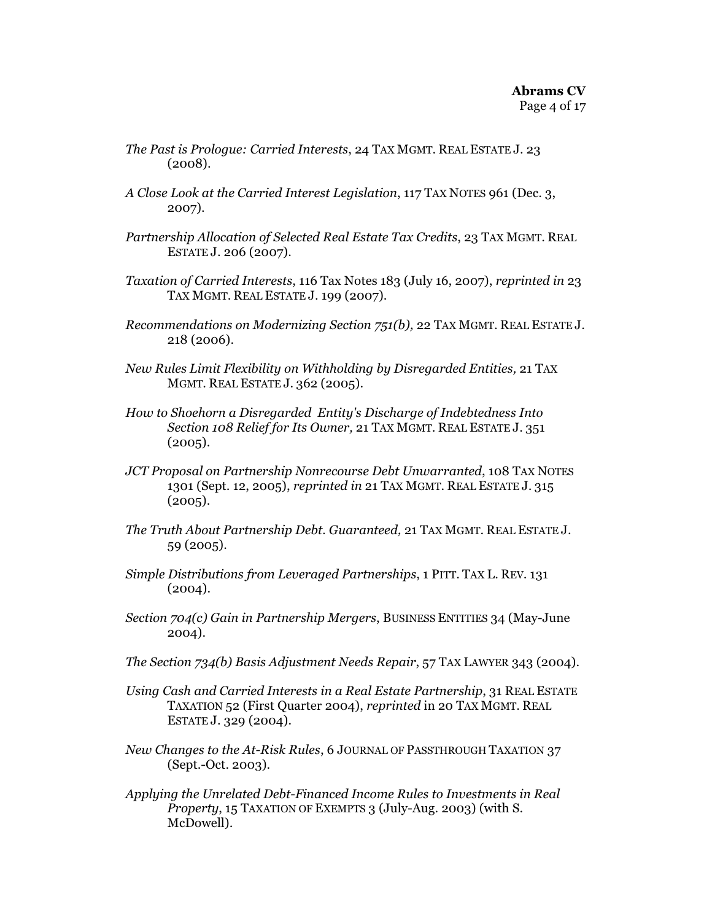*The Past is Prologue: Carried Interests*, 24 TAX MGMT. REAL ESTATE J. 23 (2008).

*A Close Look at the Carried Interest Legislation*, 117 TAX NOTES 961 (Dec. 3, 2007).

*Partnership Allocation of Selected Real Estate Tax Credits*, 23 TAX MGMT. REAL ESTATE J. 206 (2007).

*Taxation of Carried Interests*, 116 Tax Notes 183 (July 16, 2007), *reprinted in* 23 TAX MGMT. REAL ESTATE J. 199 (2007).

*Recommendations on Modernizing Section 751(b),* 22 TAX MGMT. REAL ESTATE J. 218 (2006).

*New Rules Limit Flexibility on Withholding by Disregarded Entities,* 21 TAX MGMT. REAL ESTATE J. 362 (2005).

*How to Shoehorn a Disregarded Entity's Discharge of Indebtedness Into Section 108 Relief for Its Owner,* 21 TAX MGMT. REAL ESTATE J. 351 (2005).

*JCT Proposal on Partnership Nonrecourse Debt Unwarranted*, 108 TAX NOTES 1301 (Sept. 12, 2005), *reprinted in* 21 TAX MGMT. REAL ESTATE J. 315 (2005).

*The Truth About Partnership Debt. Guaranteed,* 21 TAX MGMT. REAL ESTATE J. 59 (2005).

*Simple Distributions from Leveraged Partnerships*, 1 PITT. TAX L. REV. 131 (2004).

*Section 704(c) Gain in Partnership Mergers*, BUSINESS ENTITIES 34 (May-June 2004).

*The Section 734(b) Basis Adjustment Needs Repair*, 57 TAX LAWYER 343 (2004).

*Using Cash and Carried Interests in a Real Estate Partnership*, 31 REAL ESTATE TAXATION 52 (First Quarter 2004), *reprinted* in 20 TAX MGMT. REAL ESTATE J. 329 (2004).

*New Changes to the At-Risk Rules*, 6 JOURNAL OF PASSTHROUGH TAXATION 37 (Sept.-Oct. 2003).

*Applying the Unrelated Debt-Financed Income Rules to Investments in Real Property*, 15 TAXATION OF EXEMPTS 3 (July-Aug. 2003) (with S. McDowell).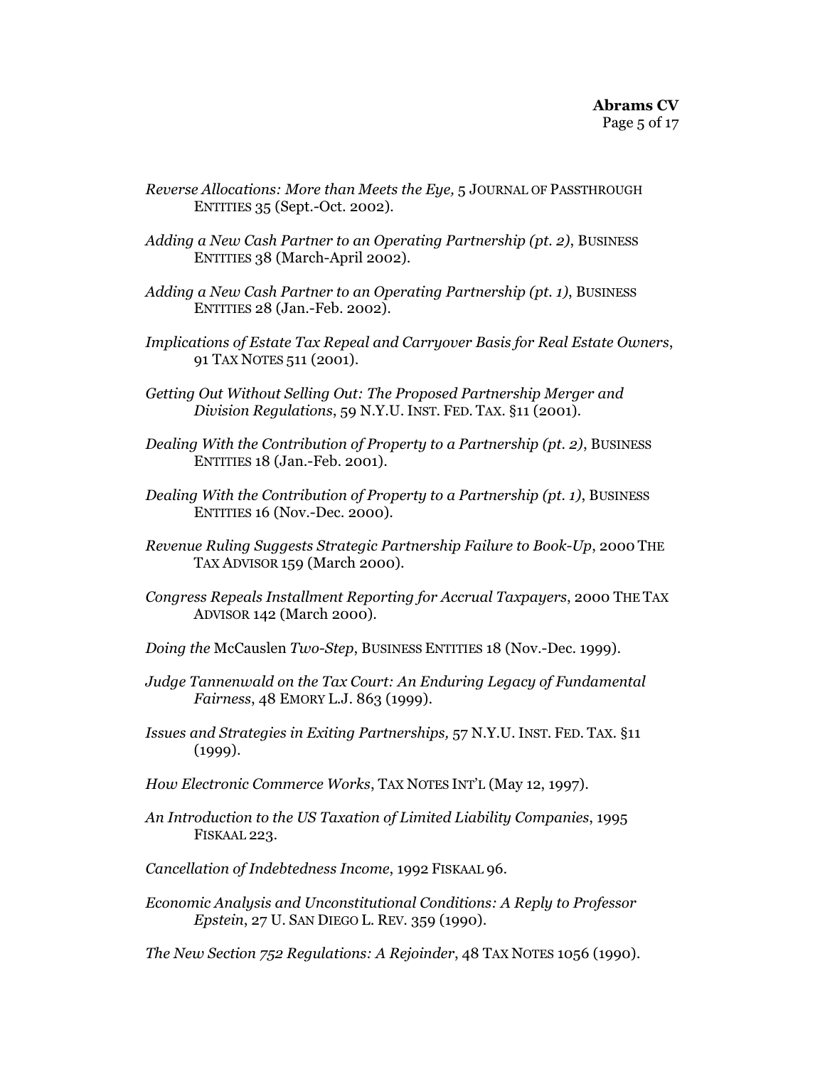*Reverse Allocations: More than Meets the Eye,* 5 JOURNAL OF PASSTHROUGH ENTITIES 35 (Sept.-Oct. 2002).

*Adding a New Cash Partner to an Operating Partnership (pt. 2)*, BUSINESS ENTITIES 38 (March-April 2002).

*Adding a New Cash Partner to an Operating Partnership (pt. 1)*, BUSINESS ENTITIES 28 (Jan.-Feb. 2002).

*Implications of Estate Tax Repeal and Carryover Basis for Real Estate Owners*, 91 TAX NOTES 511 (2001).

*Getting Out Without Selling Out: The Proposed Partnership Merger and Division Regulations*, 59 N.Y.U. INST. FED. TAX. §11 (2001).

*Dealing With the Contribution of Property to a Partnership (pt. 2)*, BUSINESS ENTITIES 18 (Jan.-Feb. 2001).

*Dealing With the Contribution of Property to a Partnership (pt. 1)*, BUSINESS ENTITIES 16 (Nov.-Dec. 2000).

*Revenue Ruling Suggests Strategic Partnership Failure to Book-Up*, 2000 THE TAX ADVISOR 159 (March 2000).

*Congress Repeals Installment Reporting for Accrual Taxpayers*, 2000 THE TAX ADVISOR 142 (March 2000).

*Doing the* McCauslen *Two-Step*, BUSINESS ENTITIES 18 (Nov.-Dec. 1999).

*Judge Tannenwald on the Tax Court: An Enduring Legacy of Fundamental Fairness*, 48 EMORY L.J. 863 (1999).

*Issues and Strategies in Exiting Partnerships,* 57 N.Y.U. INST. FED. TAX. §11 (1999).

*How Electronic Commerce Works*, TAX NOTES INT'L (May 12, 1997).

*An Introduction to the US Taxation of Limited Liability Companies*, 1995 FISKAAL 223.

*Cancellation of Indebtedness Income*, 1992 FISKAAL 96.

*Economic Analysis and Unconstitutional Conditions: A Reply to Professor Epstein*, 27 U. SAN DIEGO L. REV. 359 (1990).

*The New Section 752 Regulations: A Rejoinder*, 48 TAX NOTES 1056 (1990).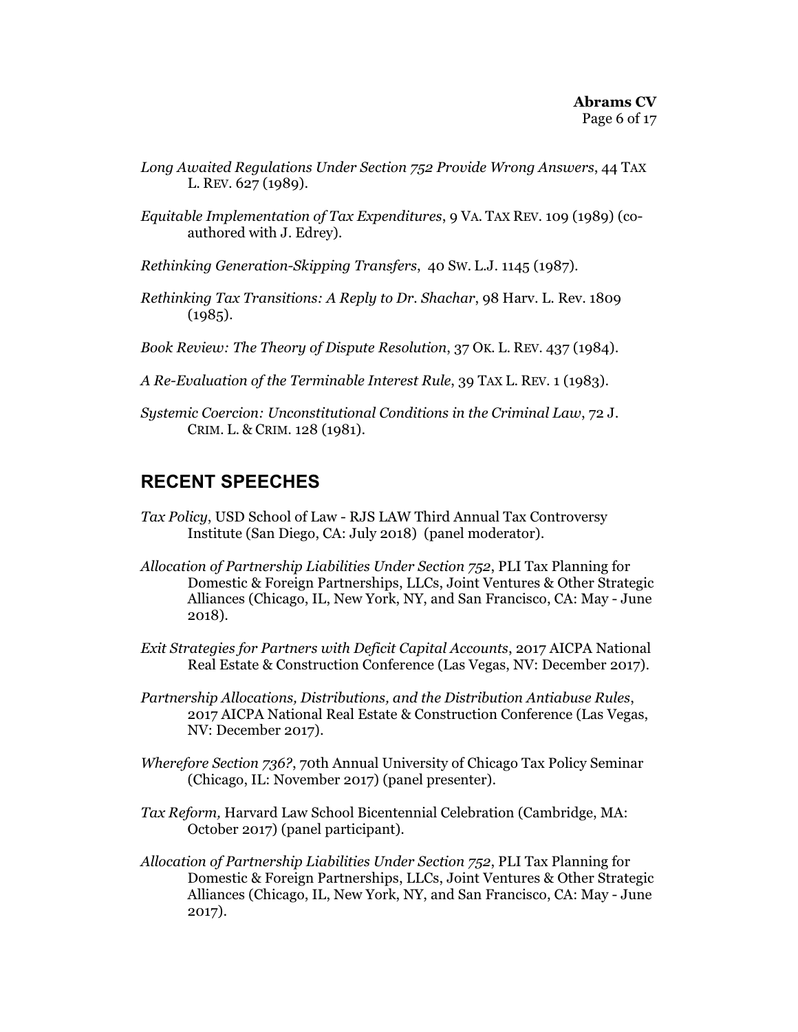*Long Awaited Regulations Under Section 752 Provide Wrong Answers*, 44 TAX L. REV. 627 (1989).

*Equitable Implementation of Tax Expenditures*, 9 VA. TAX REV. 109 (1989) (co-authored with J. Edrey).

*Rethinking Generation-Skipping Transfers*, 40 SW. L.J. 1145 (1987).

*Rethinking Tax Transitions: A Reply to Dr. Shachar*, 98 Harv. L. Rev. 1809 (1985).

*Book Review: The Theory of Dispute Resolution*, 37 OK. L. REV. 437 (1984).

*A Re-Evaluation of the Terminable Interest Rule*, 39 TAX L. REV. 1 (1983).

*Systemic Coercion: Unconstitutional Conditions in the Criminal Law*, 72 J. CRIM. L. & CRIM. 128 (1981).

## RECENT SPEECHES

*Tax Policy*, USD School of Law - RJS LAW Third Annual Tax Controversy Institute (San Diego, CA: July 2018) (panel moderator).

*Allocation of Partnership Liabilities Under Section 752*, PLI Tax Planning for Domestic & Foreign Partnerships, LLCs, Joint Ventures & Other Strategic Alliances (Chicago, IL, New York, NY, and San Francisco, CA: May - June 2018).

*Exit Strategies for Partners with Deficit Capital Accounts*, 2017 AICPA National Real Estate & Construction Conference (Las Vegas, NV: December 2017).

*Partnership Allocations, Distributions, and the Distribution Antiabuse Rules*, 2017 AICPA National Real Estate & Construction Conference (Las Vegas, NV: December 2017).

*Wherefore Section 736?*, 70th Annual University of Chicago Tax Policy Seminar (Chicago, IL: November 2017) (panel presenter).

*Tax Reform,* Harvard Law School Bicentennial Celebration (Cambridge, MA: October 2017) (panel participant).

*Allocation of Partnership Liabilities Under Section 752*, PLI Tax Planning for Domestic & Foreign Partnerships, LLCs, Joint Ventures & Other Strategic Alliances (Chicago, IL, New York, NY, and San Francisco, CA: May - June 2017).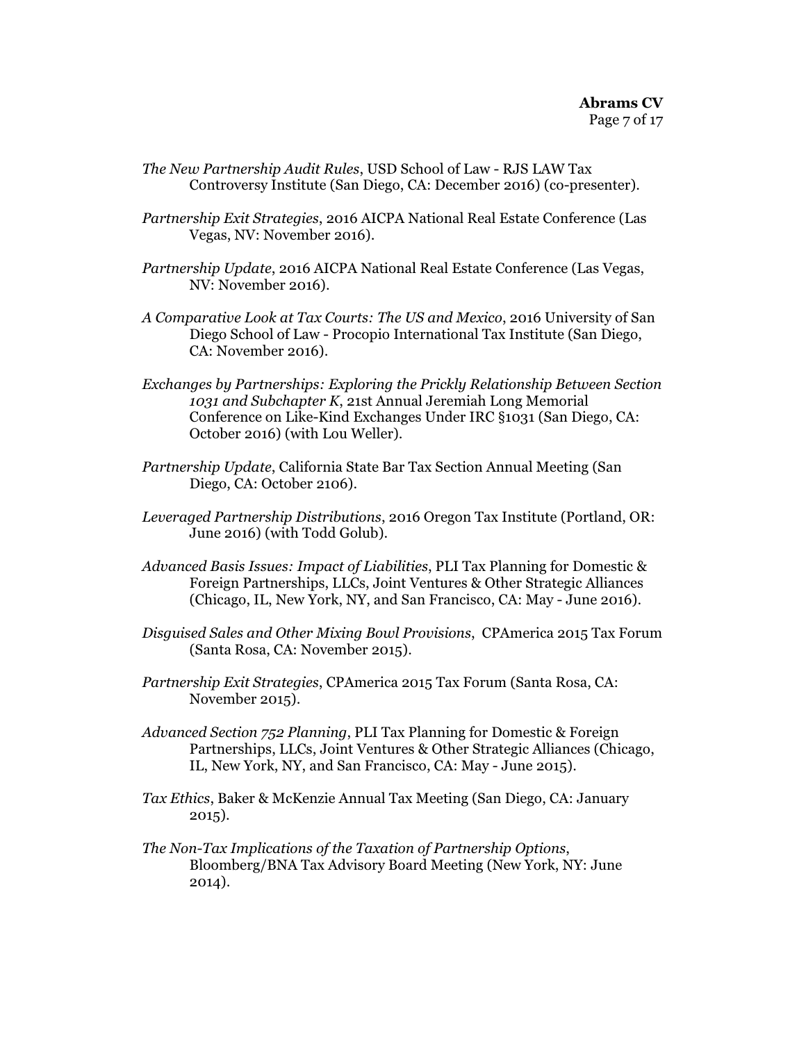*The New Partnership Audit Rules*, USD School of Law - RJS LAW Tax Controversy Institute (San Diego, CA: December 2016) (co-presenter).

*Partnership Exit Strategies*, 2016 AICPA National Real Estate Conference (Las Vegas, NV: November 2016).

*Partnership Update*, 2016 AICPA National Real Estate Conference (Las Vegas, NV: November 2016).

*A Comparative Look at Tax Courts: The US and Mexico*, 2016 University of San Diego School of Law - Procopio International Tax Institute (San Diego, CA: November 2016).

*Exchanges by Partnerships: Exploring the Prickly Relationship Between Section 1031 and Subchapter K*, 21st Annual Jeremiah Long Memorial Conference on Like-Kind Exchanges Under IRC §1031 (San Diego, CA: October 2016) (with Lou Weller).

*Partnership Update*, California State Bar Tax Section Annual Meeting (San Diego, CA: October 2106).

*Leveraged Partnership Distributions*, 2016 Oregon Tax Institute (Portland, OR: June 2016) (with Todd Golub).

*Advanced Basis Issues: Impact of Liabilities*, PLI Tax Planning for Domestic & Foreign Partnerships, LLCs, Joint Ventures & Other Strategic Alliances (Chicago, IL, New York, NY, and San Francisco, CA: May - June 2016).

*Disguised Sales and Other Mixing Bowl Provisions*, CPAmerica 2015 Tax Forum (Santa Rosa, CA: November 2015).

*Partnership Exit Strategies*, CPAmerica 2015 Tax Forum (Santa Rosa, CA: November 2015).

*Advanced Section 752 Planning*, PLI Tax Planning for Domestic & Foreign Partnerships, LLCs, Joint Ventures & Other Strategic Alliances (Chicago, IL, New York, NY, and San Francisco, CA: May - June 2015).

*Tax Ethics*, Baker & McKenzie Annual Tax Meeting (San Diego, CA: January 2015).

*The Non-Tax Implications of the Taxation of Partnership Options*, Bloomberg/BNA Tax Advisory Board Meeting (New York, NY: June 2014).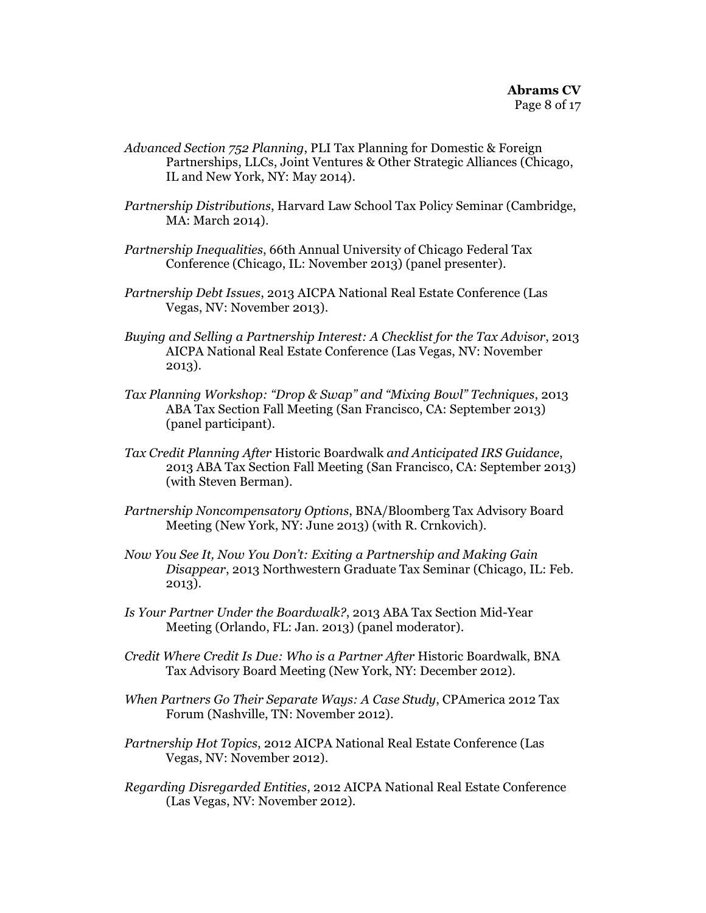*Advanced Section 752 Planning*, PLI Tax Planning for Domestic & Foreign Partnerships, LLCs, Joint Ventures & Other Strategic Alliances (Chicago, IL and New York, NY: May 2014).

*Partnership Distributions*, Harvard Law School Tax Policy Seminar (Cambridge, MA: March 2014).

*Partnership Inequalities*, 66th Annual University of Chicago Federal Tax Conference (Chicago, IL: November 2013) (panel presenter).

*Partnership Debt Issues*, 2013 AICPA National Real Estate Conference (Las Vegas, NV: November 2013).

*Buying and Selling a Partnership Interest: A Checklist for the Tax Advisor*, 2013 AICPA National Real Estate Conference (Las Vegas, NV: November 2013).

*Tax Planning Workshop: "Drop & Swap" and "Mixing Bowl" Techniques*, 2013 ABA Tax Section Fall Meeting (San Francisco, CA: September 2013) (panel participant).

*Tax Credit Planning After* Historic Boardwalk *and Anticipated IRS Guidance*, 2013 ABA Tax Section Fall Meeting (San Francisco, CA: September 2013) (with Steven Berman).

*Partnership Noncompensatory Options*, BNA/Bloomberg Tax Advisory Board Meeting (New York, NY: June 2013) (with R. Crnkovich).

*Now You See It, Now You Don't: Exiting a Partnership and Making Gain Disappear*, 2013 Northwestern Graduate Tax Seminar (Chicago, IL: Feb. 2013).

*Is Your Partner Under the Boardwalk?*, 2013 ABA Tax Section Mid-Year Meeting (Orlando, FL: Jan. 2013) (panel moderator).

*Credit Where Credit Is Due: Who is a Partner After* Historic Boardwalk, BNA Tax Advisory Board Meeting (New York, NY: December 2012).

*When Partners Go Their Separate Ways: A Case Study*, CPAmerica 2012 Tax Forum (Nashville, TN: November 2012).

*Partnership Hot Topics*, 2012 AICPA National Real Estate Conference (Las Vegas, NV: November 2012).

*Regarding Disregarded Entities*, 2012 AICPA National Real Estate Conference (Las Vegas, NV: November 2012).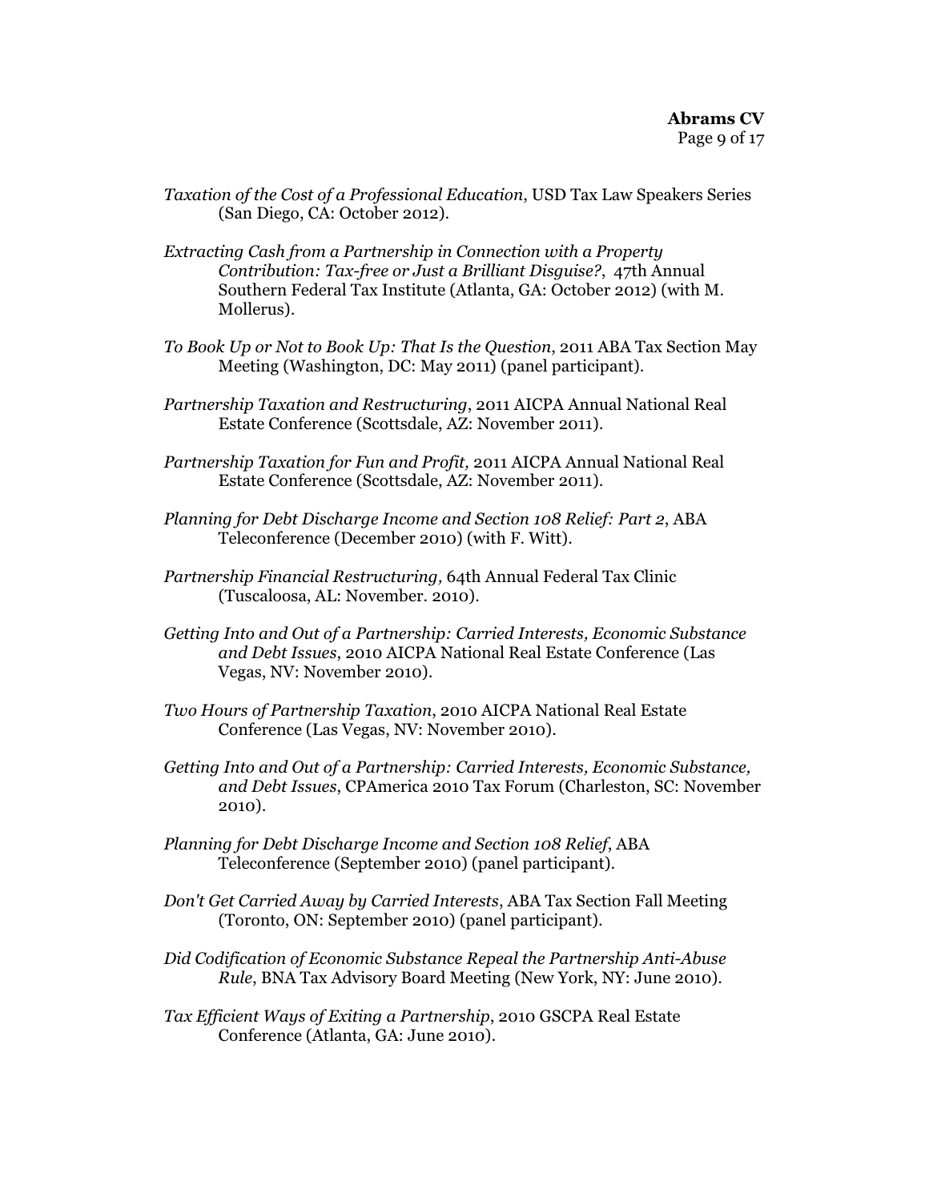*Taxation of the Cost of a Professional Education*, USD Tax Law Speakers Series (San Diego, CA: October 2012).

*Extracting Cash from a Partnership in Connection with a Property Contribution: Tax-free or Just a Brilliant Disguise?*, 47th Annual Southern Federal Tax Institute (Atlanta, GA: October 2012) (with M. Mollerus).

*To Book Up or Not to Book Up: That Is the Question*, 2011 ABA Tax Section May Meeting (Washington, DC: May 2011) (panel participant).

*Partnership Taxation and Restructuring*, 2011 AICPA Annual National Real Estate Conference (Scottsdale, AZ: November 2011).

*Partnership Taxation for Fun and Profit,* 2011 AICPA Annual National Real Estate Conference (Scottsdale, AZ: November 2011).

*Planning for Debt Discharge Income and Section 108 Relief: Part 2*, ABA Teleconference (December 2010) (with F. Witt).

*Partnership Financial Restructuring,* 64th Annual Federal Tax Clinic (Tuscaloosa, AL: November. 2010).

*Getting Into and Out of a Partnership: Carried Interests, Economic Substance and Debt Issues*, 2010 AICPA National Real Estate Conference (Las Vegas, NV: November 2010).

*Two Hours of Partnership Taxation*, 2010 AICPA National Real Estate Conference (Las Vegas, NV: November 2010).

*Getting Into and Out of a Partnership: Carried Interests, Economic Substance, and Debt Issues*, CPAmerica 2010 Tax Forum (Charleston, SC: November 2010).

*Planning for Debt Discharge Income and Section 108 Relief*, ABA Teleconference (September 2010) (panel participant).

*Don't Get Carried Away by Carried Interests*, ABA Tax Section Fall Meeting (Toronto, ON: September 2010) (panel participant).

*Did Codification of Economic Substance Repeal the Partnership Anti-Abuse Rule*, BNA Tax Advisory Board Meeting (New York, NY: June 2010).

*Tax Efficient Ways of Exiting a Partnership*, 2010 GSCPA Real Estate Conference (Atlanta, GA: June 2010).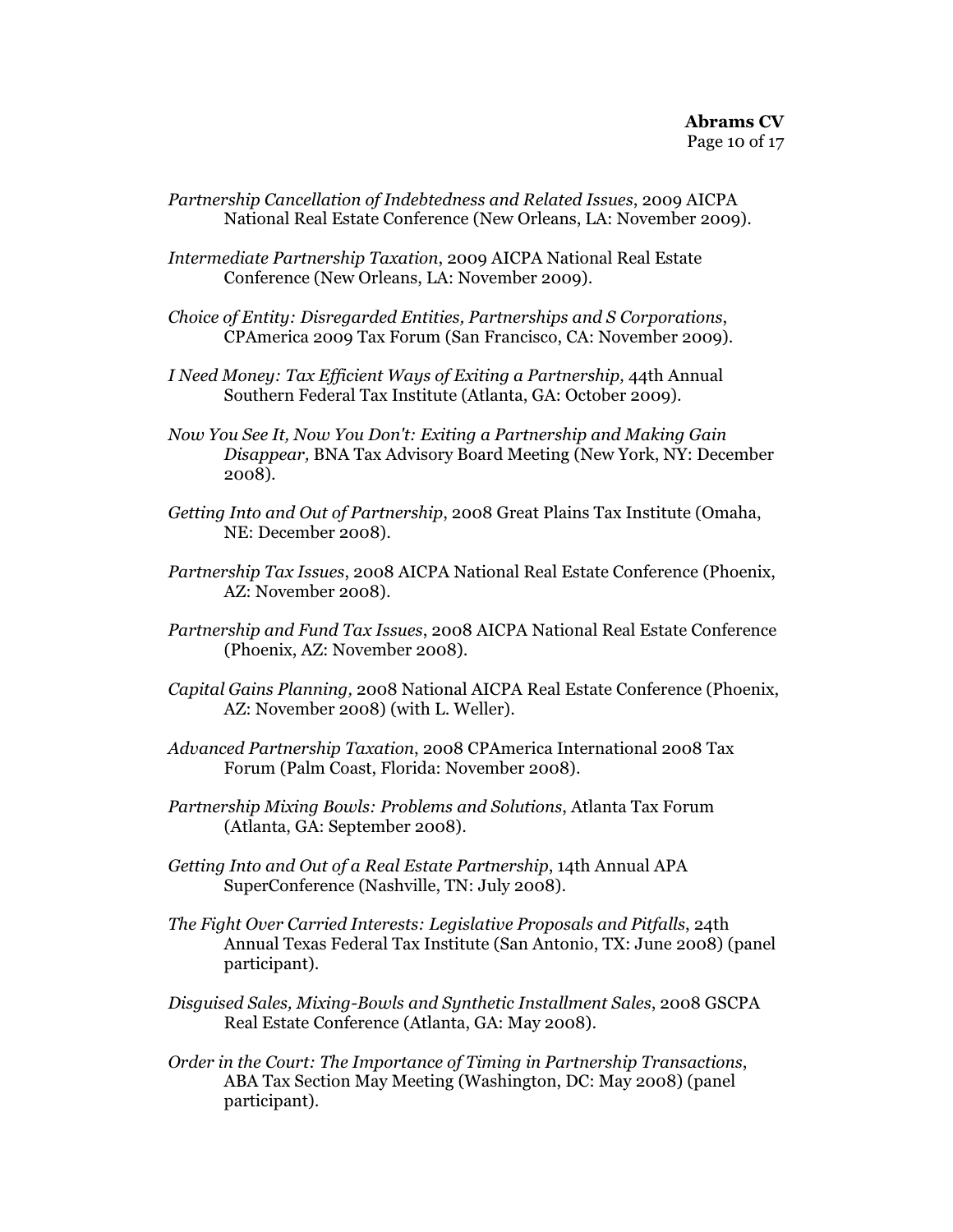*Partnership Cancellation of Indebtedness and Related Issues*, 2009 AICPA National Real Estate Conference (New Orleans, LA: November 2009).

*Intermediate Partnership Taxation*, 2009 AICPA National Real Estate Conference (New Orleans, LA: November 2009).

*Choice of Entity: Disregarded Entities, Partnerships and S Corporations*, CPAmerica 2009 Tax Forum (San Francisco, CA: November 2009).

*I Need Money: Tax Efficient Ways of Exiting a Partnership,* 44th Annual Southern Federal Tax Institute (Atlanta, GA: October 2009).

*Now You See It, Now You Don't: Exiting a Partnership and Making Gain Disappear,* BNA Tax Advisory Board Meeting (New York, NY: December 2008).

*Getting Into and Out of Partnership*, 2008 Great Plains Tax Institute (Omaha, NE: December 2008).

*Partnership Tax Issues*, 2008 AICPA National Real Estate Conference (Phoenix, AZ: November 2008).

*Partnership and Fund Tax Issues*, 2008 AICPA National Real Estate Conference (Phoenix, AZ: November 2008).

*Capital Gains Planning,* 2008 National AICPA Real Estate Conference (Phoenix, AZ: November 2008) (with L. Weller).

*Advanced Partnership Taxation*, 2008 CPAmerica International 2008 Tax Forum (Palm Coast, Florida: November 2008).

*Partnership Mixing Bowls: Problems and Solutions*, Atlanta Tax Forum (Atlanta, GA: September 2008).

*Getting Into and Out of a Real Estate Partnership*, 14th Annual APA SuperConference (Nashville, TN: July 2008).

*The Fight Over Carried Interests: Legislative Proposals and Pitfalls*, 24th Annual Texas Federal Tax Institute (San Antonio, TX: June 2008) (panel participant).

*Disguised Sales, Mixing-Bowls and Synthetic Installment Sales*, 2008 GSCPA Real Estate Conference (Atlanta, GA: May 2008).

*Order in the Court: The Importance of Timing in Partnership Transactions*, ABA Tax Section May Meeting (Washington, DC: May 2008) (panel participant).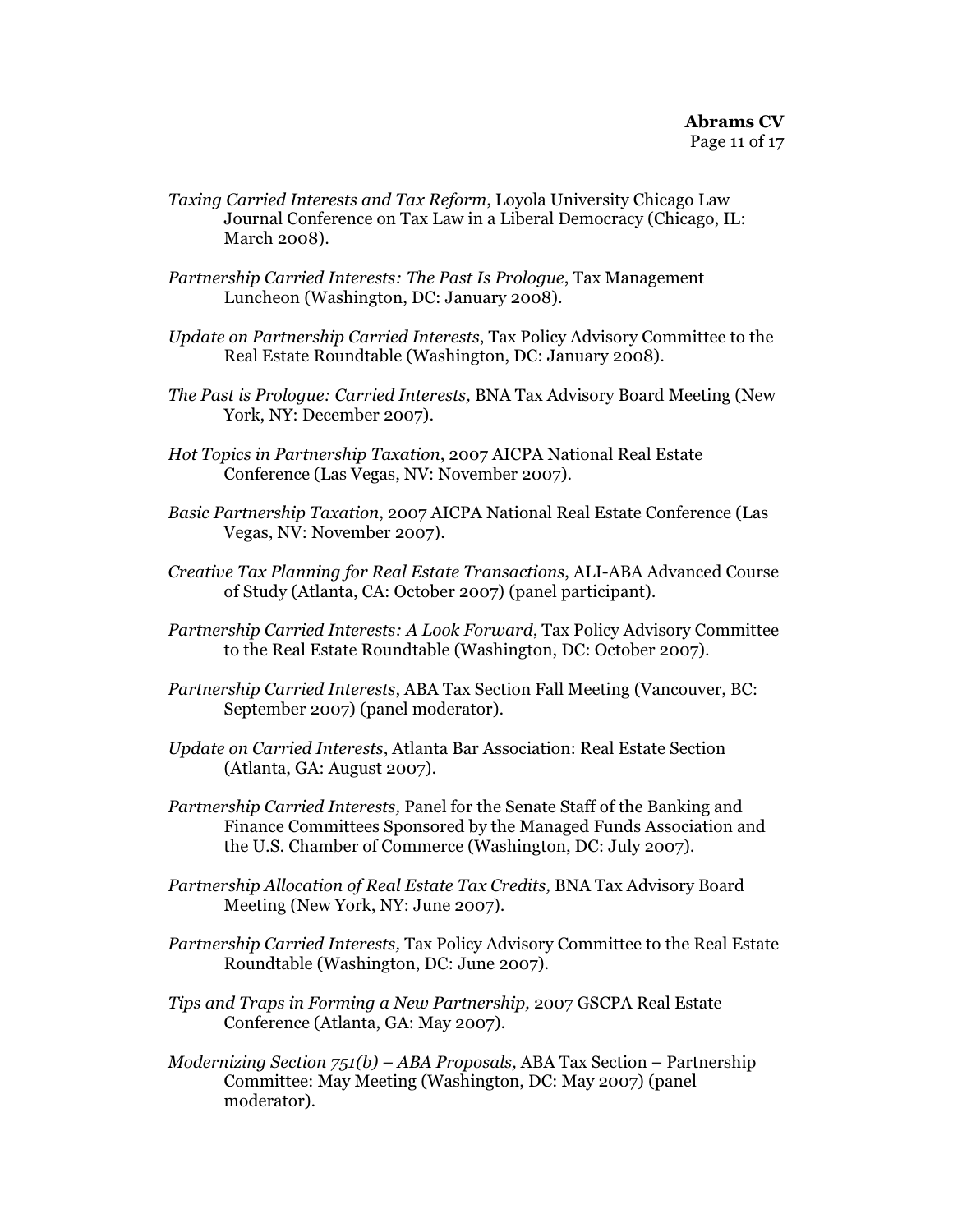*Taxing Carried Interests and Tax Reform*, Loyola University Chicago Law Journal Conference on Tax Law in a Liberal Democracy (Chicago, IL: March 2008).

*Partnership Carried Interests: The Past Is Prologue*, Tax Management Luncheon (Washington, DC: January 2008).

*Update on Partnership Carried Interests*, Tax Policy Advisory Committee to the Real Estate Roundtable (Washington, DC: January 2008).

*The Past is Prologue: Carried Interests,* BNA Tax Advisory Board Meeting (New York, NY: December 2007).

*Hot Topics in Partnership Taxation*, 2007 AICPA National Real Estate Conference (Las Vegas, NV: November 2007).

*Basic Partnership Taxation*, 2007 AICPA National Real Estate Conference (Las Vegas, NV: November 2007).

*Creative Tax Planning for Real Estate Transactions*, ALI-ABA Advanced Course of Study (Atlanta, CA: October 2007) (panel participant).

*Partnership Carried Interests: A Look Forward*, Tax Policy Advisory Committee to the Real Estate Roundtable (Washington, DC: October 2007).

*Partnership Carried Interests*, ABA Tax Section Fall Meeting (Vancouver, BC: September 2007) (panel moderator).

*Update on Carried Interests*, Atlanta Bar Association: Real Estate Section (Atlanta, GA: August 2007).

*Partnership Carried Interests,* Panel for the Senate Staff of the Banking and Finance Committees Sponsored by the Managed Funds Association and the U.S. Chamber of Commerce (Washington, DC: July 2007).

*Partnership Allocation of Real Estate Tax Credits,* BNA Tax Advisory Board Meeting (New York, NY: June 2007).

*Partnership Carried Interests,* Tax Policy Advisory Committee to the Real Estate Roundtable (Washington, DC: June 2007).

*Tips and Traps in Forming a New Partnership,* 2007 GSCPA Real Estate Conference (Atlanta, GA: May 2007).

*Modernizing Section 751(b) – ABA Proposals,* ABA Tax Section – Partnership Committee: May Meeting (Washington, DC: May 2007) (panel moderator).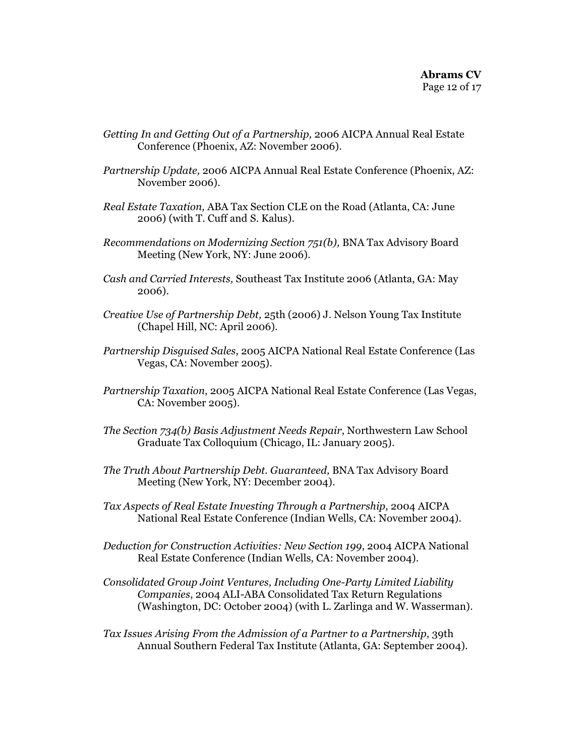*Getting In and Getting Out of a Partnership,* 2006 AICPA Annual Real Estate Conference (Phoenix, AZ: November 2006).

*Partnership Update,* 2006 AICPA Annual Real Estate Conference (Phoenix, AZ: November 2006).

*Real Estate Taxation,* ABA Tax Section CLE on the Road (Atlanta, CA: June 2006) (with T. Cuff and S. Kalus).

*Recommendations on Modernizing Section 751(b),* BNA Tax Advisory Board Meeting (New York, NY: June 2006).

*Cash and Carried Interests,* Southeast Tax Institute 2006 (Atlanta, GA: May 2006).

*Creative Use of Partnership Debt,* 25th (2006) J. Nelson Young Tax Institute (Chapel Hill, NC: April 2006).

*Partnership Disguised Sales*, 2005 AICPA National Real Estate Conference (Las Vegas, CA: November 2005).

*Partnership Taxation*, 2005 AICPA National Real Estate Conference (Las Vegas, CA: November 2005).

*The Section 734(b) Basis Adjustment Needs Repair*, Northwestern Law School Graduate Tax Colloquium (Chicago, IL: January 2005).

*The Truth About Partnership Debt. Guaranteed,* BNA Tax Advisory Board Meeting (New York, NY: December 2004).

*Tax Aspects of Real Estate Investing Through a Partnership*, 2004 AICPA National Real Estate Conference (Indian Wells, CA: November 2004).

*Deduction for Construction Activities: New Section 199*, 2004 AICPA National Real Estate Conference (Indian Wells, CA: November 2004).

*Consolidated Group Joint Ventures, Including One-Party Limited Liability Companies*, 2004 ALI-ABA Consolidated Tax Return Regulations (Washington, DC: October 2004) (with L. Zarlinga and W. Wasserman).

*Tax Issues Arising From the Admission of a Partner to a Partnership,* 39th Annual Southern Federal Tax Institute (Atlanta, GA: September 2004).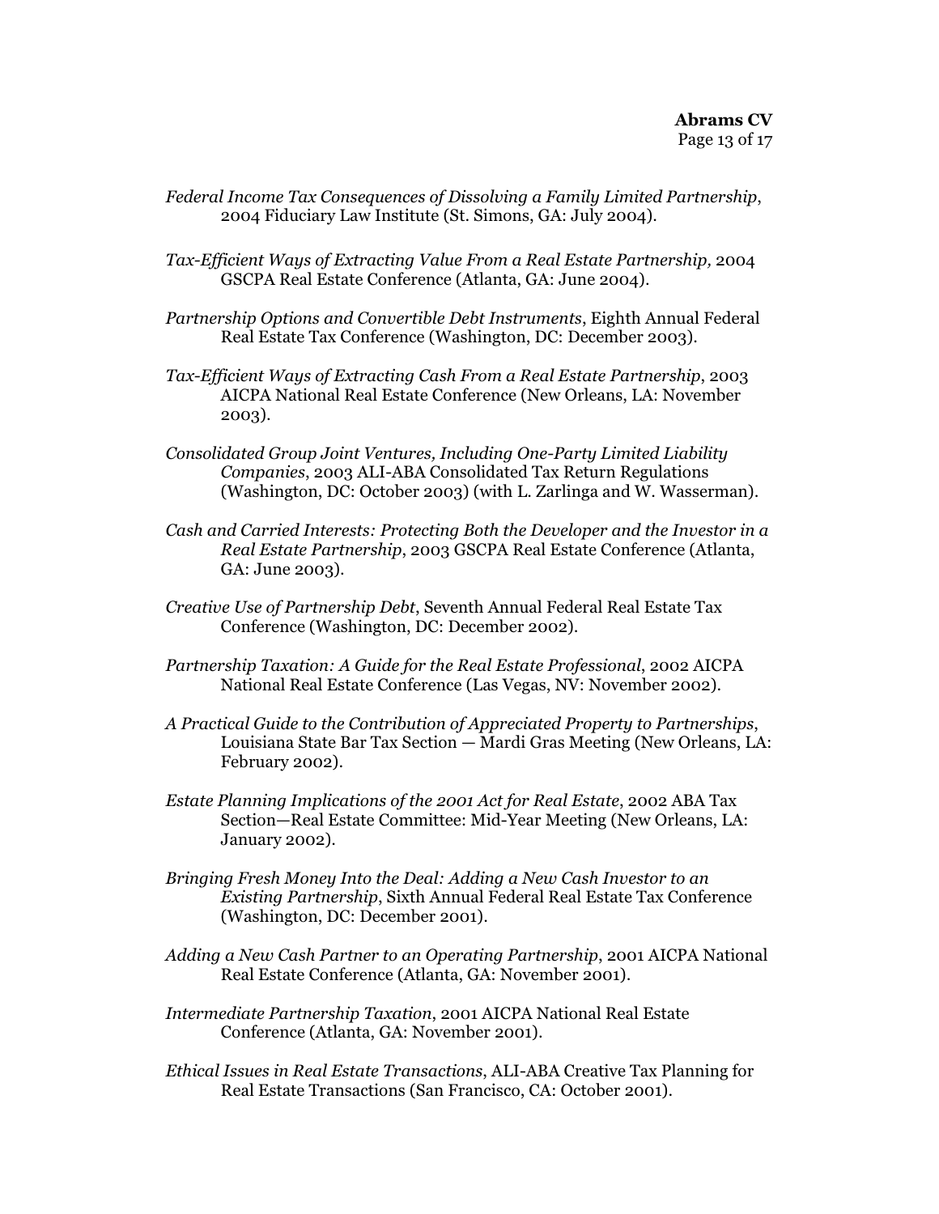*Federal Income Tax Consequences of Dissolving a Family Limited Partnership*, 2004 Fiduciary Law Institute (St. Simons, GA: July 2004).

*Tax-Efficient Ways of Extracting Value From a Real Estate Partnership,* 2004 GSCPA Real Estate Conference (Atlanta, GA: June 2004).

*Partnership Options and Convertible Debt Instruments*, Eighth Annual Federal Real Estate Tax Conference (Washington, DC: December 2003).

*Tax-Efficient Ways of Extracting Cash From a Real Estate Partnership*, 2003 AICPA National Real Estate Conference (New Orleans, LA: November 2003).

*Consolidated Group Joint Ventures, Including One-Party Limited Liability Companies*, 2003 ALI-ABA Consolidated Tax Return Regulations (Washington, DC: October 2003) (with L. Zarlinga and W. Wasserman).

*Cash and Carried Interests: Protecting Both the Developer and the Investor in a Real Estate Partnership*, 2003 GSCPA Real Estate Conference (Atlanta, GA: June 2003).

*Creative Use of Partnership Debt*, Seventh Annual Federal Real Estate Tax Conference (Washington, DC: December 2002).

*Partnership Taxation: A Guide for the Real Estate Professional*, 2002 AICPA National Real Estate Conference (Las Vegas, NV: November 2002).

*A Practical Guide to the Contribution of Appreciated Property to Partnerships*, Louisiana State Bar Tax Section — Mardi Gras Meeting (New Orleans, LA: February 2002).

*Estate Planning Implications of the 2001 Act for Real Estate*, 2002 ABA Tax Section—Real Estate Committee: Mid-Year Meeting (New Orleans, LA: January 2002).

*Bringing Fresh Money Into the Deal: Adding a New Cash Investor to an Existing Partnership*, Sixth Annual Federal Real Estate Tax Conference (Washington, DC: December 2001).

*Adding a New Cash Partner to an Operating Partnership*, 2001 AICPA National Real Estate Conference (Atlanta, GA: November 2001).

*Intermediate Partnership Taxation*, 2001 AICPA National Real Estate Conference (Atlanta, GA: November 2001).

*Ethical Issues in Real Estate Transactions*, ALI-ABA Creative Tax Planning for Real Estate Transactions (San Francisco, CA: October 2001).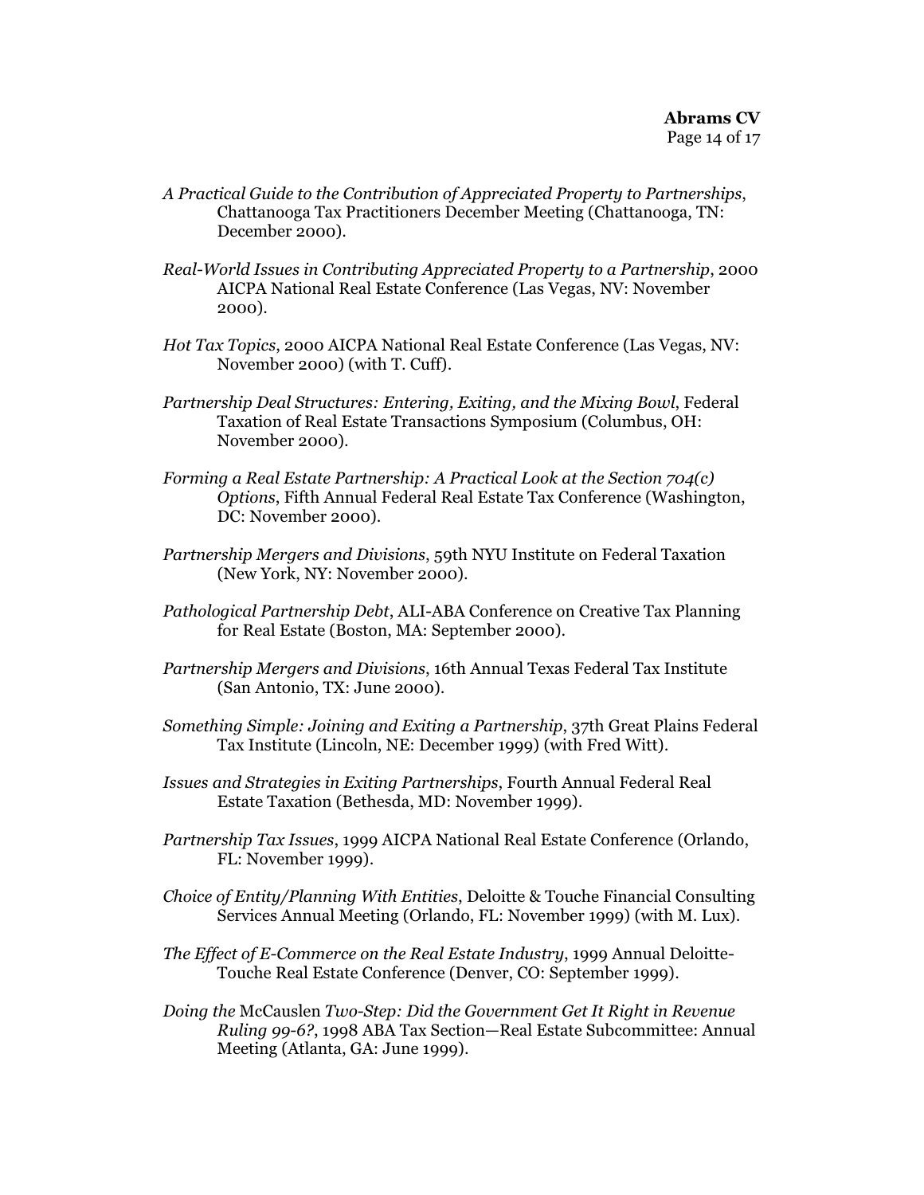*A Practical Guide to the Contribution of Appreciated Property to Partnerships*, Chattanooga Tax Practitioners December Meeting (Chattanooga, TN: December 2000).

*Real-World Issues in Contributing Appreciated Property to a Partnership*, 2000 AICPA National Real Estate Conference (Las Vegas, NV: November 2000).

*Hot Tax Topics*, 2000 AICPA National Real Estate Conference (Las Vegas, NV: November 2000) (with T. Cuff).

*Partnership Deal Structures: Entering, Exiting, and the Mixing Bowl*, Federal Taxation of Real Estate Transactions Symposium (Columbus, OH: November 2000).

*Forming a Real Estate Partnership: A Practical Look at the Section 704(c) Options*, Fifth Annual Federal Real Estate Tax Conference (Washington, DC: November 2000).

*Partnership Mergers and Divisions*, 59th NYU Institute on Federal Taxation (New York, NY: November 2000).

*Pathological Partnership Debt*, ALI-ABA Conference on Creative Tax Planning for Real Estate (Boston, MA: September 2000).

*Partnership Mergers and Divisions*, 16th Annual Texas Federal Tax Institute (San Antonio, TX: June 2000).

*Something Simple: Joining and Exiting a Partnership*, 37th Great Plains Federal Tax Institute (Lincoln, NE: December 1999) (with Fred Witt).

*Issues and Strategies in Exiting Partnerships*, Fourth Annual Federal Real Estate Taxation (Bethesda, MD: November 1999).

*Partnership Tax Issues*, 1999 AICPA National Real Estate Conference (Orlando, FL: November 1999).

*Choice of Entity/Planning With Entities*, Deloitte & Touche Financial Consulting Services Annual Meeting (Orlando, FL: November 1999) (with M. Lux).

*The Effect of E-Commerce on the Real Estate Industry*, 1999 Annual Deloitte-Touche Real Estate Conference (Denver, CO: September 1999).

*Doing the* McCauslen *Two-Step: Did the Government Get It Right in Revenue Ruling 99-6?*, 1998 ABA Tax Section—Real Estate Subcommittee: Annual Meeting (Atlanta, GA: June 1999).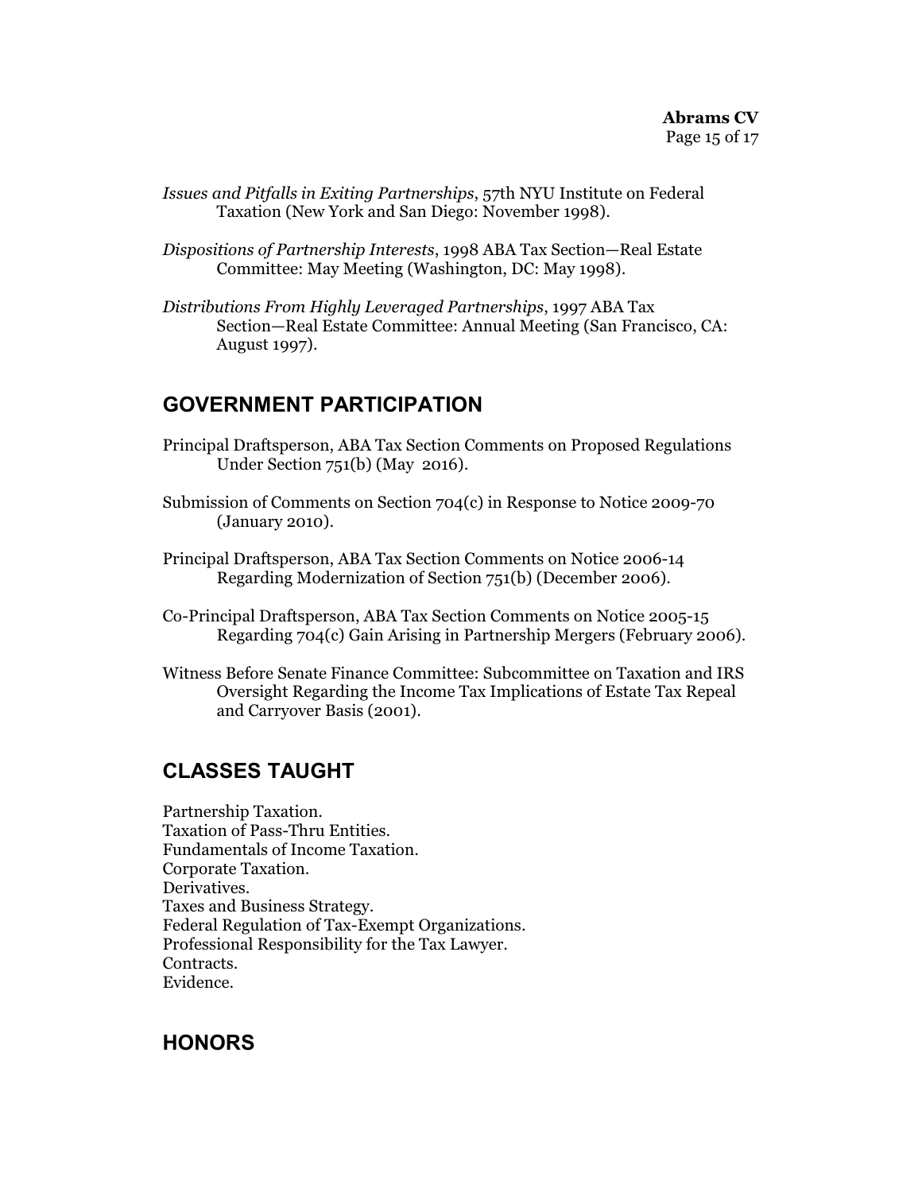*Issues and Pitfalls in Exiting Partnerships*, 57th NYU Institute on Federal Taxation (New York and San Diego: November 1998).

*Dispositions of Partnership Interests*, 1998 ABA Tax Section—Real Estate Committee: May Meeting (Washington, DC: May 1998).

*Distributions From Highly Leveraged Partnerships*, 1997 ABA Tax Section—Real Estate Committee: Annual Meeting (San Francisco, CA: August 1997).

## GOVERNMENT PARTICIPATION

Principal Draftsperson, ABA Tax Section Comments on Proposed Regulations Under Section 751(b) (May 2016).

Submission of Comments on Section 704(c) in Response to Notice 2009-70 (January 2010).

Principal Draftsperson, ABA Tax Section Comments on Notice 2006-14 Regarding Modernization of Section 751(b) (December 2006).

Co-Principal Draftsperson, ABA Tax Section Comments on Notice 2005-15 Regarding 704(c) Gain Arising in Partnership Mergers (February 2006).

Witness Before Senate Finance Committee: Subcommittee on Taxation and IRS Oversight Regarding the Income Tax Implications of Estate Tax Repeal and Carryover Basis (2001).

## CLASSES TAUGHT

Partnership Taxation.
Taxation of Pass-Thru Entities.
Fundamentals of Income Taxation.
Corporate Taxation.
Derivatives.
Taxes and Business Strategy.
Federal Regulation of Tax-Exempt Organizations.
Professional Responsibility for the Tax Lawyer.
Contracts.
Evidence.

## HONORS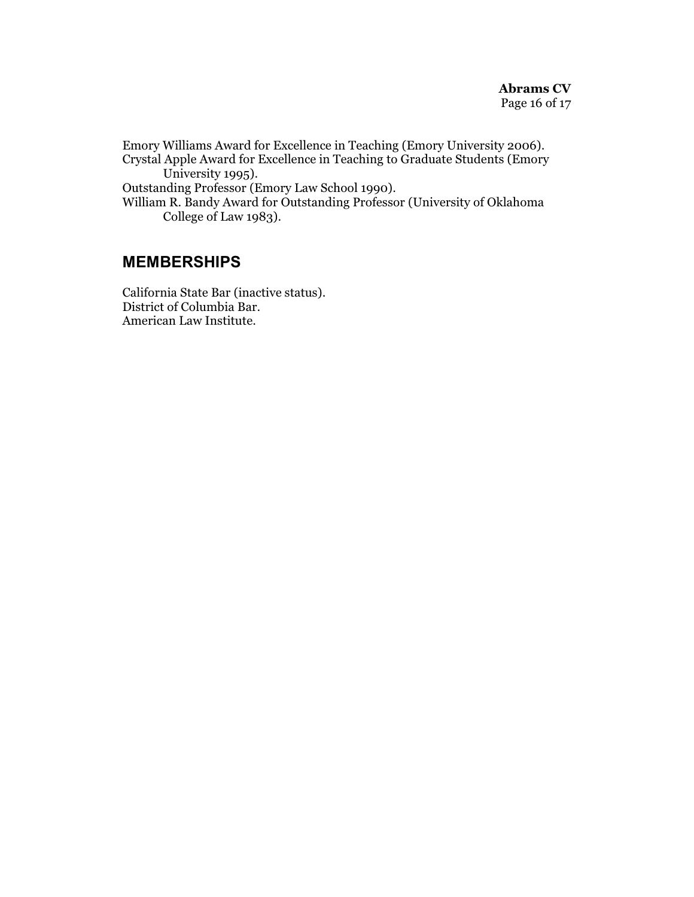Emory Williams Award for Excellence in Teaching (Emory University 2006).
Crystal Apple Award for Excellence in Teaching to Graduate Students (Emory University 1995).
Outstanding Professor (Emory Law School 1990).
William R. Bandy Award for Outstanding Professor (University of Oklahoma College of Law 1983).

## MEMBERSHIPS

California State Bar (inactive status).
District of Columbia Bar.
American Law Institute.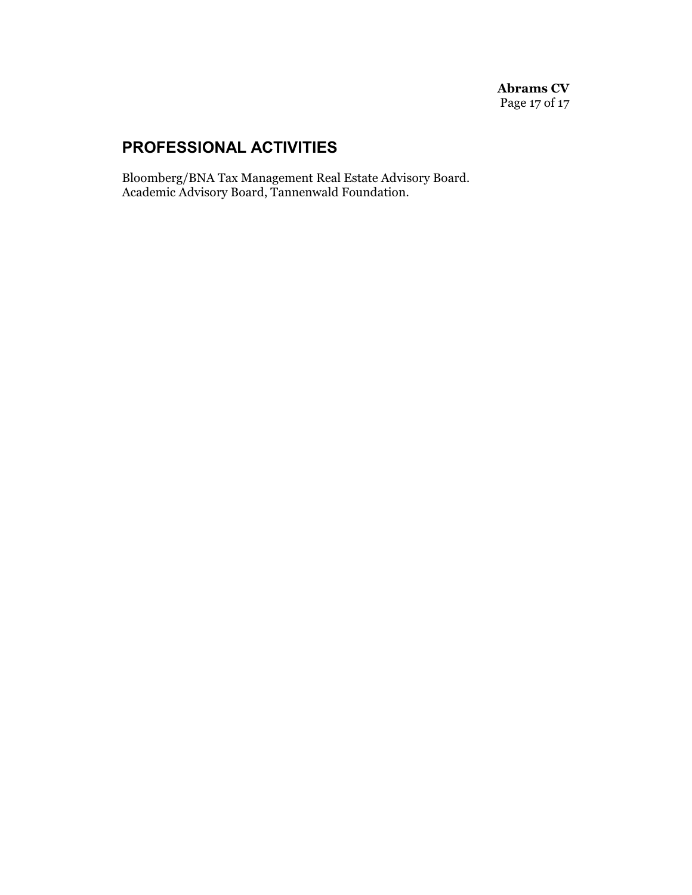## PROFESSIONAL ACTIVITIES

Bloomberg/BNA Tax Management Real Estate Advisory Board.
Academic Advisory Board, Tannenwald Foundation.